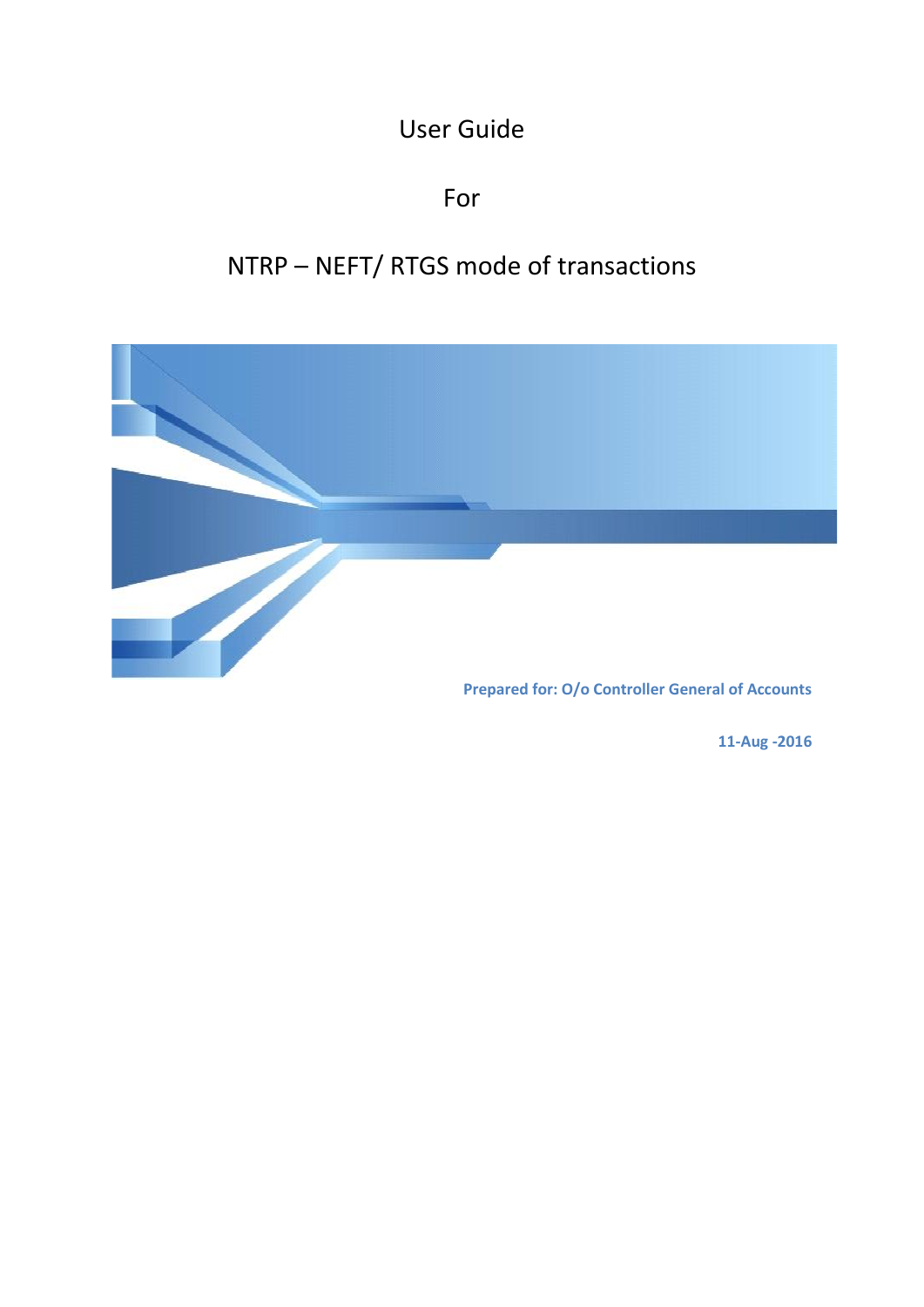# User Guide

# For

# NTRP – NEFT/ RTGS mode of transactions

**Prepared for: O/o Controller General of Accounts**

**11-Aug -2016**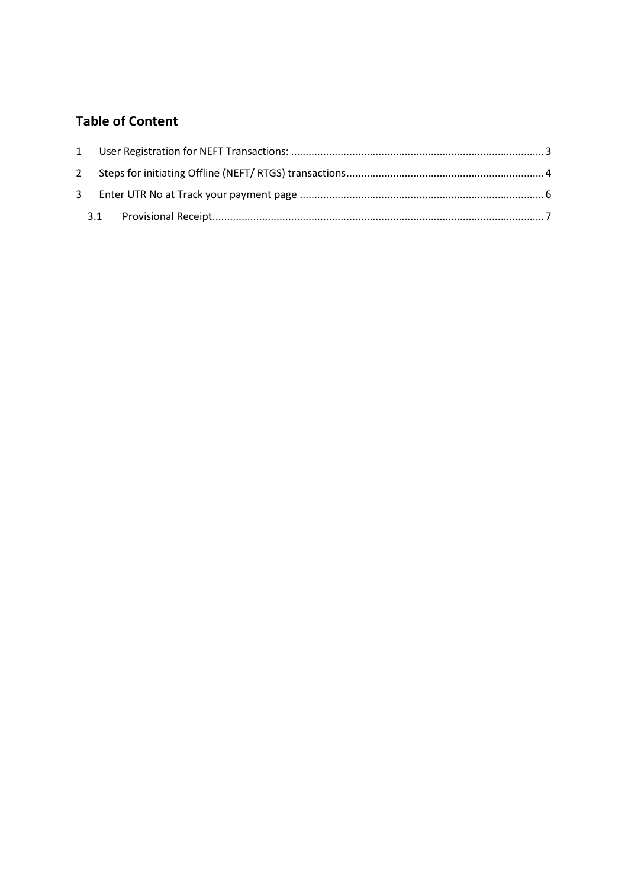## Table of Content

1 User Registration for NEFT Transactions: ..................................................... 3

2 Steps for initiating Offline (NEFT/ RTGS) transactions ..................................................... 4

3 Enter UTR No at Track your payment page ..................................................... 6

3.1 Provisional Receipt ..................................................... 7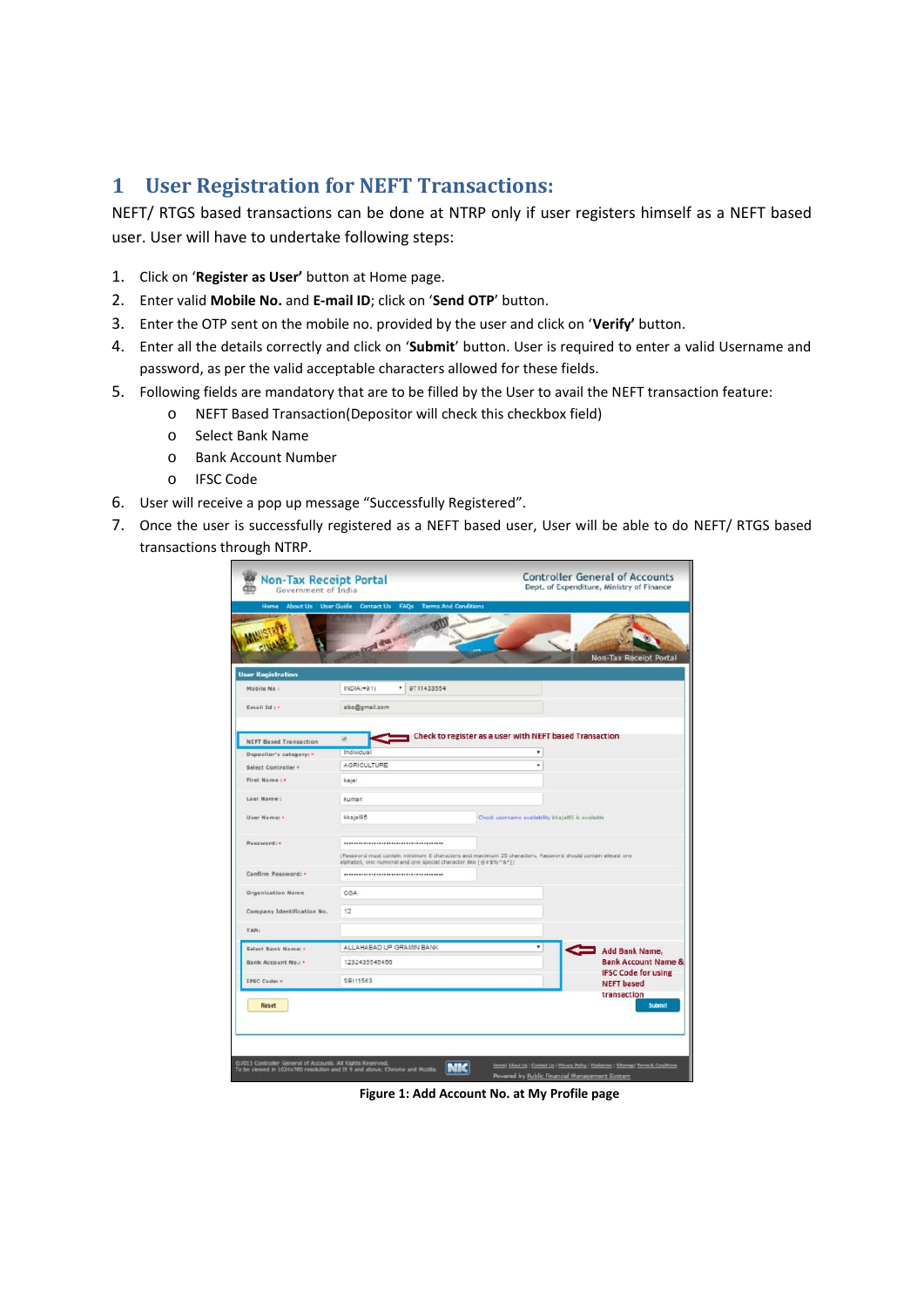# 1 User Registration for NEFT Transactions:

NEFT/ RTGS based transactions can be done at NTRP only if user registers himself as a NEFT based user. User will have to undertake following steps:

1. Click on '**Register as User**' button at Home page.
2. Enter valid **Mobile No.** and **E-mail ID**; click on '**Send OTP**' button.
3. Enter the OTP sent on the mobile no. provided by the user and click on '**Verify**' button.
4. Enter all the details correctly and click on '**Submit**' button. User is required to enter a valid Username and password, as per the valid acceptable characters allowed for these fields.
5. Following fields are mandatory that are to be filled by the User to avail the NEFT transaction feature:
    - NEFT Based Transaction(Depositor will check this checkbox field)
    - Select Bank Name
    - Bank Account Number
    - IFSC Code
6. User will receive a pop up message "Successfully Registered".
7. Once the user is successfully registered as a NEFT based user, User will be able to do NEFT/ RTGS based transactions through NTRP.

**Figure 1: Add Account No. at My Profile page**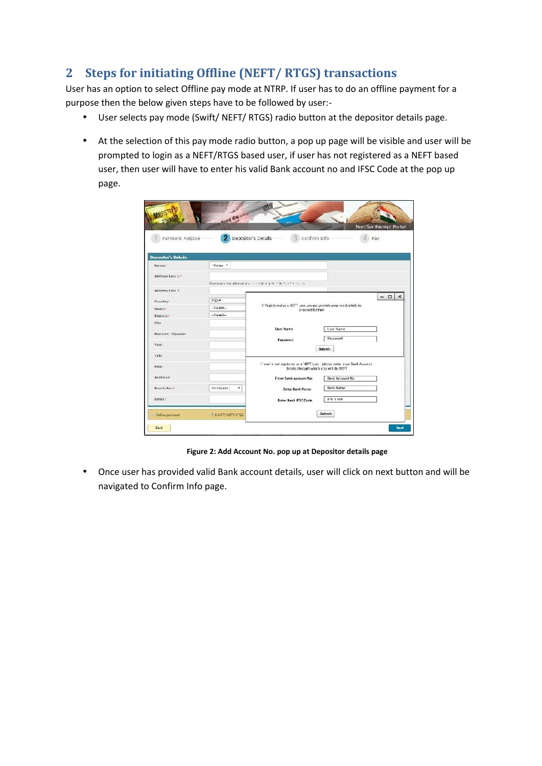## 2 Steps for initiating Offline (NEFT/ RTGS) transactions

User has an option to select Offline pay mode at NTRP. If user has to do an offline payment for a purpose then the below given steps have to be followed by user:-

- User selects pay mode (Swift/ NEFT/ RTGS) radio button at the depositor details page.

- At the selection of this pay mode radio button, a pop up page will be visible and user will be prompted to login as a NEFT/RTGS based user, if user has not registered as a NEFT based user, then user will have to enter his valid Bank account no and IFSC Code at the pop up page.

**Figure 2: Add Account No. pop up at Depositor details page**

- Once user has provided valid Bank account details, user will click on next button and will be navigated to Confirm Info page.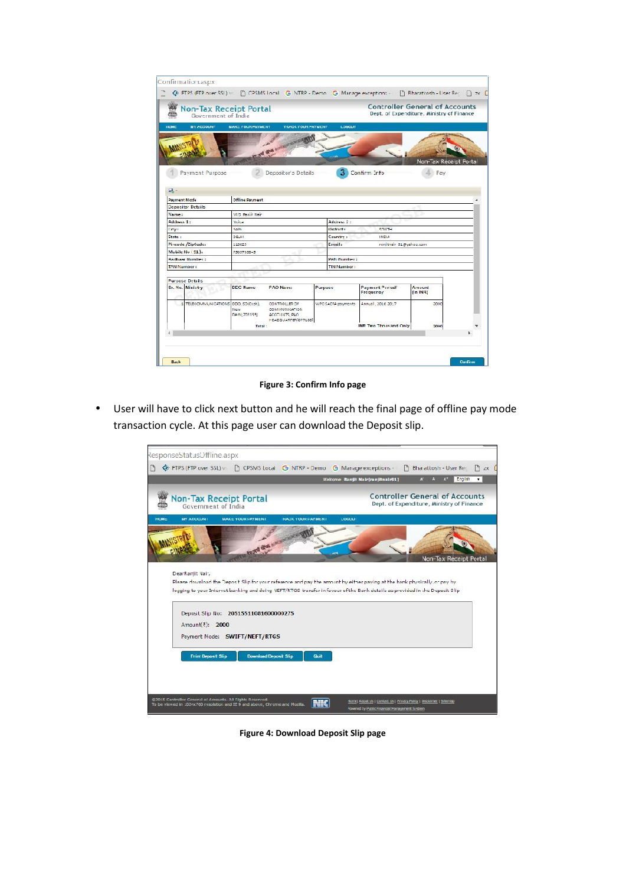Figure 3: Confirm Info page

- User will have to click next button and he will reach the final page of offline pay mode transaction cycle. At this page user can download the Deposit slip.

Figure 4: Download Deposit Slip page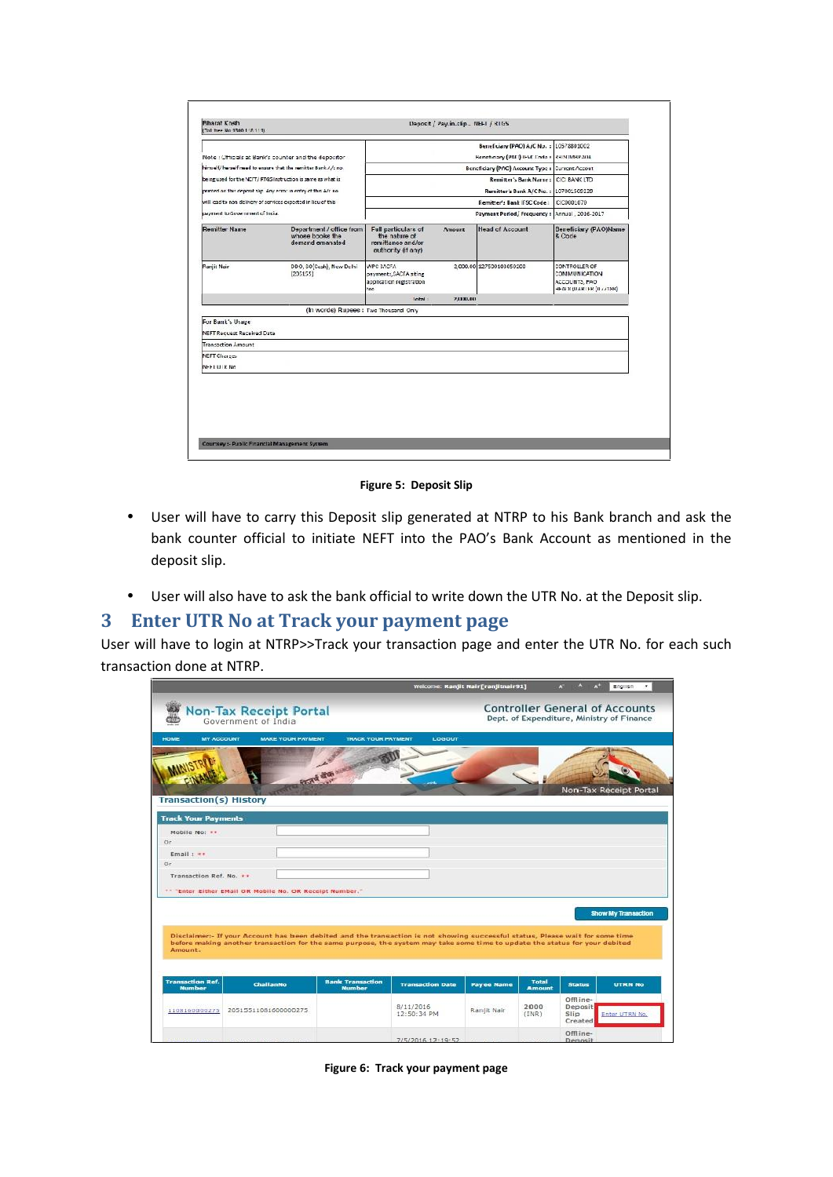Figure 5: Deposit Slip

- User will have to carry this Deposit slip generated at NTRP to his Bank branch and ask the bank counter official to initiate NEFT into the PAO's Bank Account as mentioned in the deposit slip.
- User will also have to ask the bank official to write down the UTR No. at the Deposit slip.

## 3 Enter UTR No at Track your payment page

User will have to login at NTRP>>Track your transaction page and enter the UTR No. for each such transaction done at NTRP.

Figure 6: Track your payment page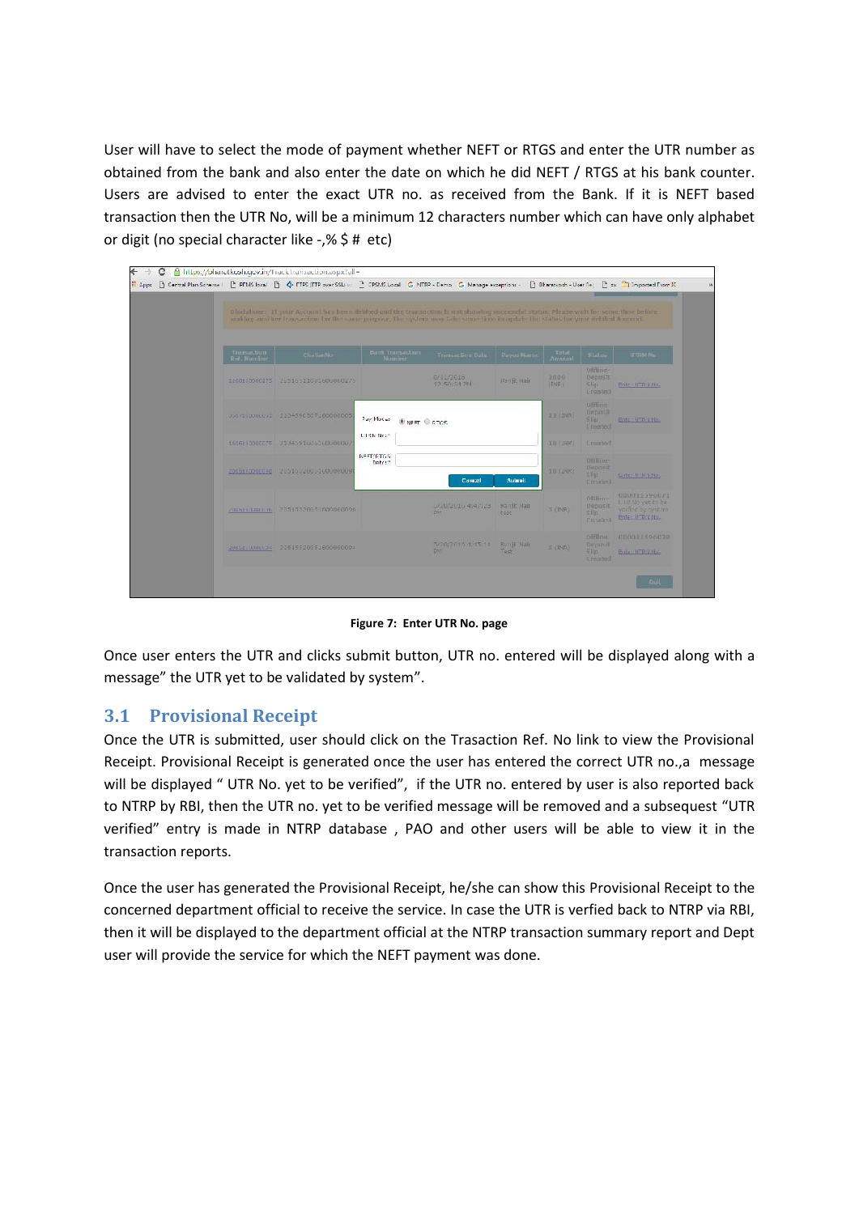User will have to select the mode of payment whether NEFT or RTGS and enter the UTR number as obtained from the bank and also enter the date on which he did NEFT / RTGS at his bank counter. Users are advised to enter the exact UTR no. as received from the Bank. If it is NEFT based transaction then the UTR No, will be a minimum 12 characters number which can have only alphabet or digit (no special character like -,% $ # etc)

**Figure 7: Enter UTR No. page**

Once user enters the UTR and clicks submit button, UTR no. entered will be displayed along with a message" the UTR yet to be validated by system".

## 3.1 Provisional Receipt

Once the UTR is submitted, user should click on the Trasaction Ref. No link to view the Provisional Receipt. Provisional Receipt is generated once the user has entered the correct UTR no.,a message will be displayed " UTR No. yet to be verified", if the UTR no. entered by user is also reported back to NTRP by RBI, then the UTR no. yet to be verified message will be removed and a subsequest "UTR verified" entry is made in NTRP database , PAO and other users will be able to view it in the transaction reports.

Once the user has generated the Provisional Receipt, he/she can show this Provisional Receipt to the concerned department official to receive the service. In case the UTR is verfied back to NTRP via RBI, then it will be displayed to the department official at the NTRP transaction summary report and Dept user will provide the service for which the NEFT payment was done.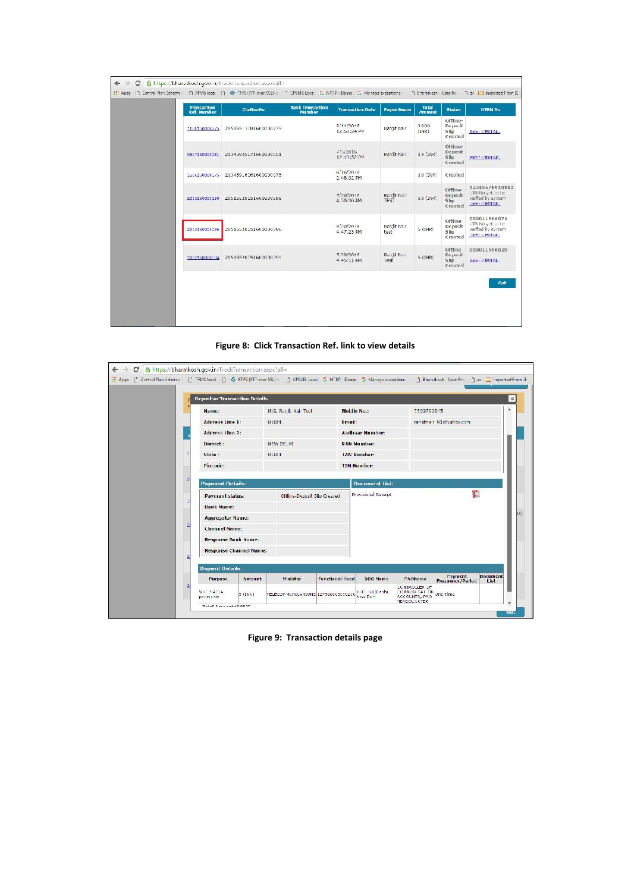Figure 8: Click Transaction Ref. link to view details

Figure 9: Transaction details page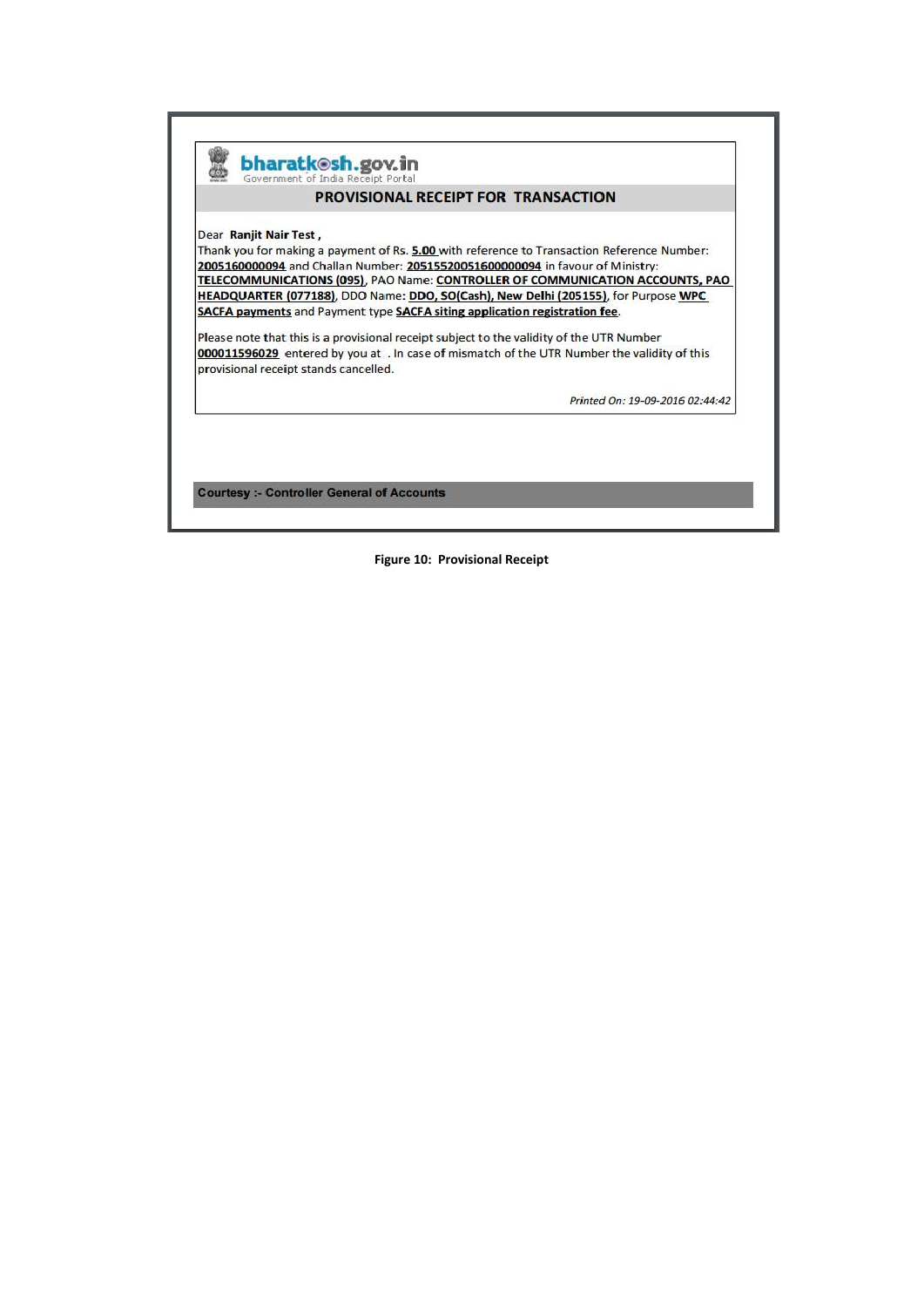bharatkosh.gov.in
Government of India Receipt Portal

**PROVISIONAL RECEIPT FOR TRANSACTION**

Dear **Ranjit Nair Test ,**
Thank you for making a payment of Rs. **5.00** with reference to Transaction Reference Number: **2005160000094** and Challan Number: **20515520051600000094** in favour of Ministry: **TELECOMMUNICATIONS (095)**, PAO Name: **CONTROLLER OF COMMUNICATION ACCOUNTS, PAO HEADQUARTER (077188)**, DDO Name: **DDO, SO(Cash), New Delhi (205155)**, for Purpose **WPC SACFA payments** and Payment type **SACFA siting application registration fee**.

Please note that this is a provisional receipt subject to the validity of the UTR Number **000011596029** entered by you at . In case of mismatch of the UTR Number the validity of this provisional receipt stands cancelled.

*Printed On: 19-09-2016 02:44:42*

**Courtesy :- Controller General of Accounts**

**Figure 10: Provisional Receipt**